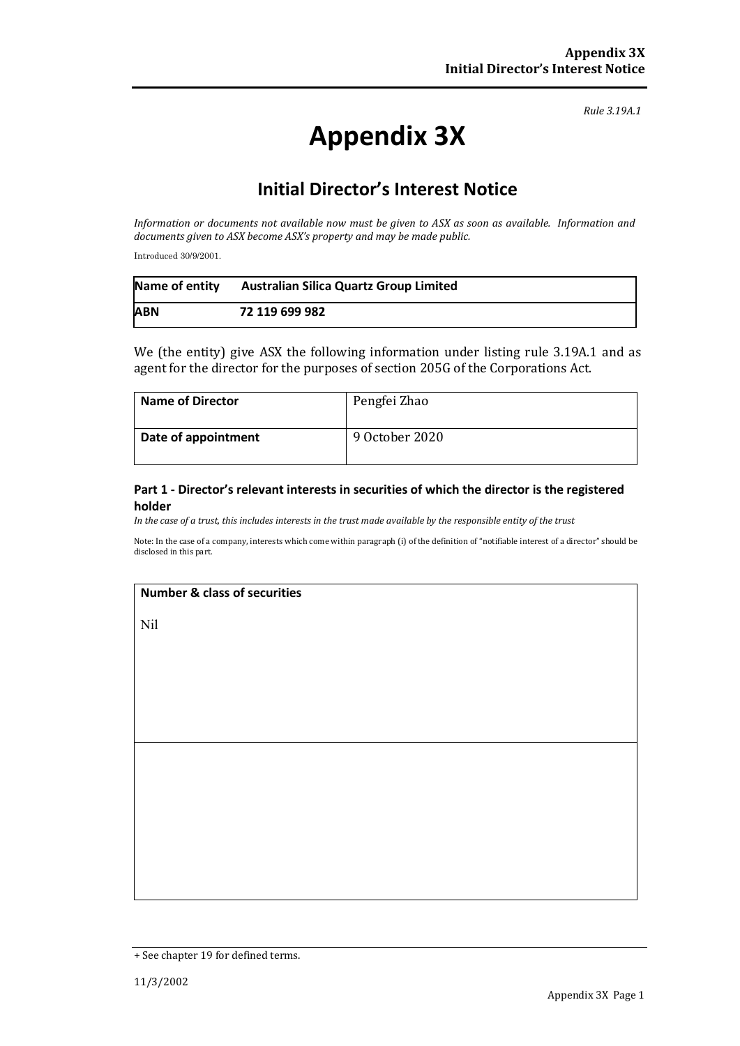*Rule 3.19A.1*

# Appendix 3X

## Initial Director's Interest Notice

*Information or documents not available now must be given to ASX as soon as available. Information and documents given to ASX become ASX's property and may be made public.*

Introduced 30/9/2001.

| **Name of entity** | **Australian Silica Quartz Group Limited** |
|---|---|
| **ABN** | **72 119 699 982** |

We (the entity) give ASX the following information under listing rule 3.19A.1 and as agent for the director for the purposes of section 205G of the Corporations Act.

| **Name of Director** | Pengfei Zhao |
|---|---|
| **Date of appointment** | 9 October 2020 |

### Part 1 - Director's relevant interests in securities of which the director is the registered holder

*In the case of a trust, this includes interests in the trust made available by the responsible entity of the trust*

Note: In the case of a company, interests which come within paragraph (i) of the definition of "notifiable interest of a director" should be disclosed in this part.

| **Number & class of securities** |
|---|
| Nil |
| |

+ See chapter 19 for defined terms.

11/3/2002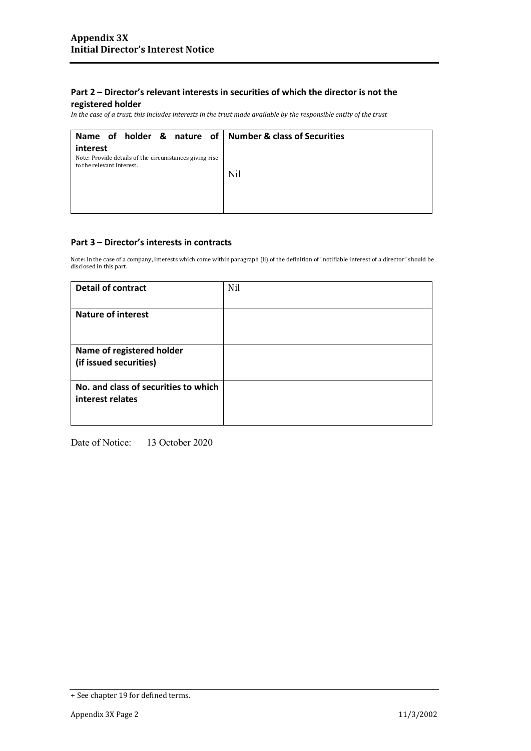## Part 2 – Director's relevant interests in securities of which the director is not the registered holder

*In the case of a trust, this includes interests in the trust made available by the responsible entity of the trust*

| **Name of holder & nature of interest**<br>Note: Provide details of the circumstances giving rise to the relevant interest. | **Number & class of Securities** |
|---|---|
| | Nil |

## Part 3 – Director's interests in contracts

Note: In the case of a company, interests which come within paragraph (ii) of the definition of "notifiable interest of a director" should be disclosed in this part.

| | |
|---|---|
| **Detail of contract** | Nil |
| **Nature of interest** | |
| **Name of registered holder (if issued securities)** | |
| **No. and class of securities to which interest relates** | |

Date of Notice: 13 October 2020

+ See chapter 19 for defined terms.